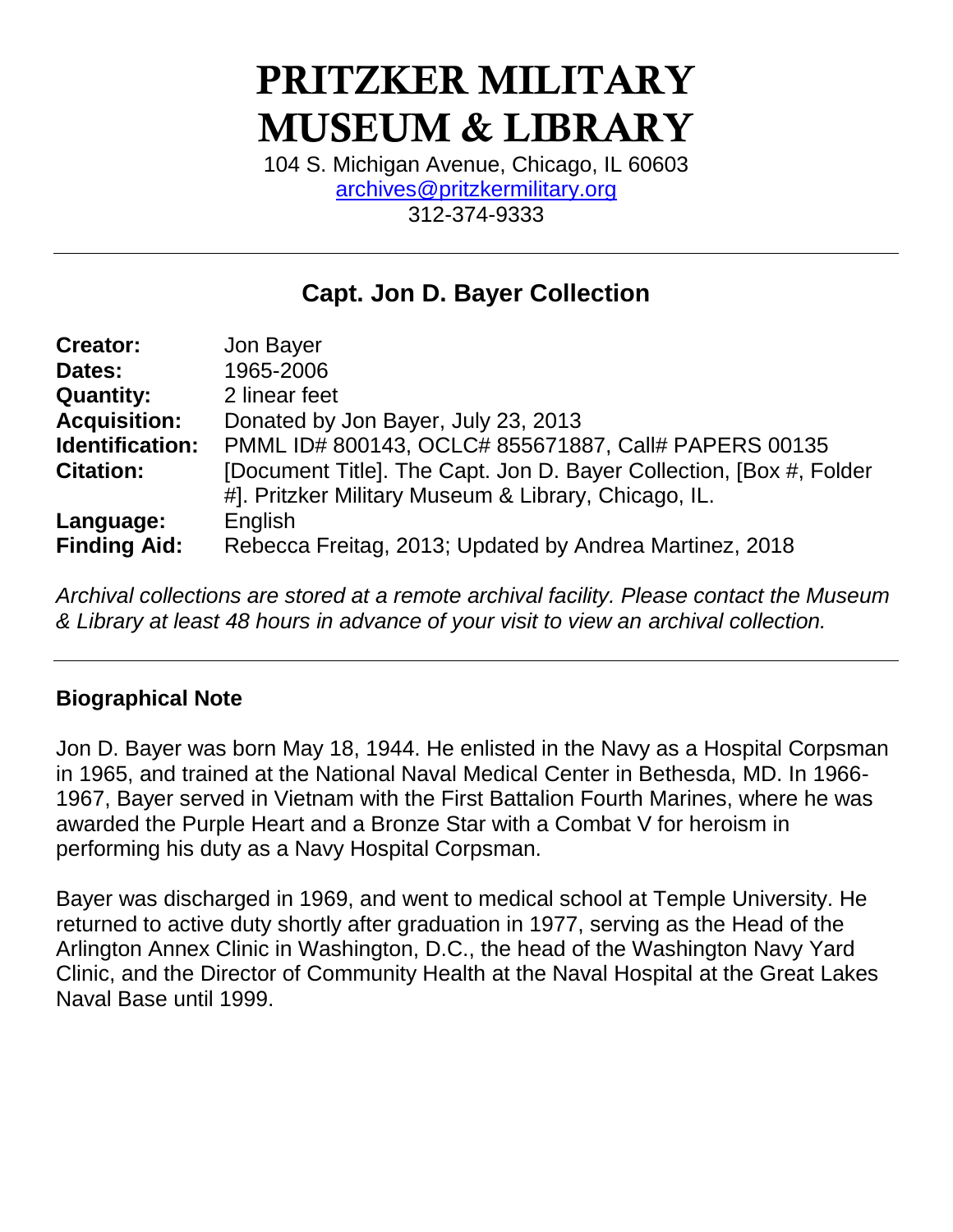# PRITZKER MILITARY MUSEUM & LIBRARY

104 S. Michigan Avenue, Chicago, IL 60603
archives@pritzkermilitary.org
312-374-9333

---

## Capt. Jon D. Bayer Collection

| | |
|---|---|
| **Creator:** | Jon Bayer |
| **Dates:** | 1965-2006 |
| **Quantity:** | 2 linear feet |
| **Acquisition:** | Donated by Jon Bayer, July 23, 2013 |
| **Identification:** | PMML ID# 800143, OCLC# 855671887, Call# PAPERS 00135 |
| **Citation:** | [Document Title]. The Capt. Jon D. Bayer Collection, [Box #, Folder #]. Pritzker Military Museum & Library, Chicago, IL. |
| **Language:** | English |
| **Finding Aid:** | Rebecca Freitag, 2013; Updated by Andrea Martinez, 2018 |

*Archival collections are stored at a remote archival facility. Please contact the Museum & Library at least 48 hours in advance of your visit to view an archival collection.*

---

### Biographical Note

Jon D. Bayer was born May 18, 1944. He enlisted in the Navy as a Hospital Corpsman in 1965, and trained at the National Naval Medical Center in Bethesda, MD. In 1966-1967, Bayer served in Vietnam with the First Battalion Fourth Marines, where he was awarded the Purple Heart and a Bronze Star with a Combat V for heroism in performing his duty as a Navy Hospital Corpsman.

Bayer was discharged in 1969, and went to medical school at Temple University. He returned to active duty shortly after graduation in 1977, serving as the Head of the Arlington Annex Clinic in Washington, D.C., the head of the Washington Navy Yard Clinic, and the Director of Community Health at the Naval Hospital at the Great Lakes Naval Base until 1999.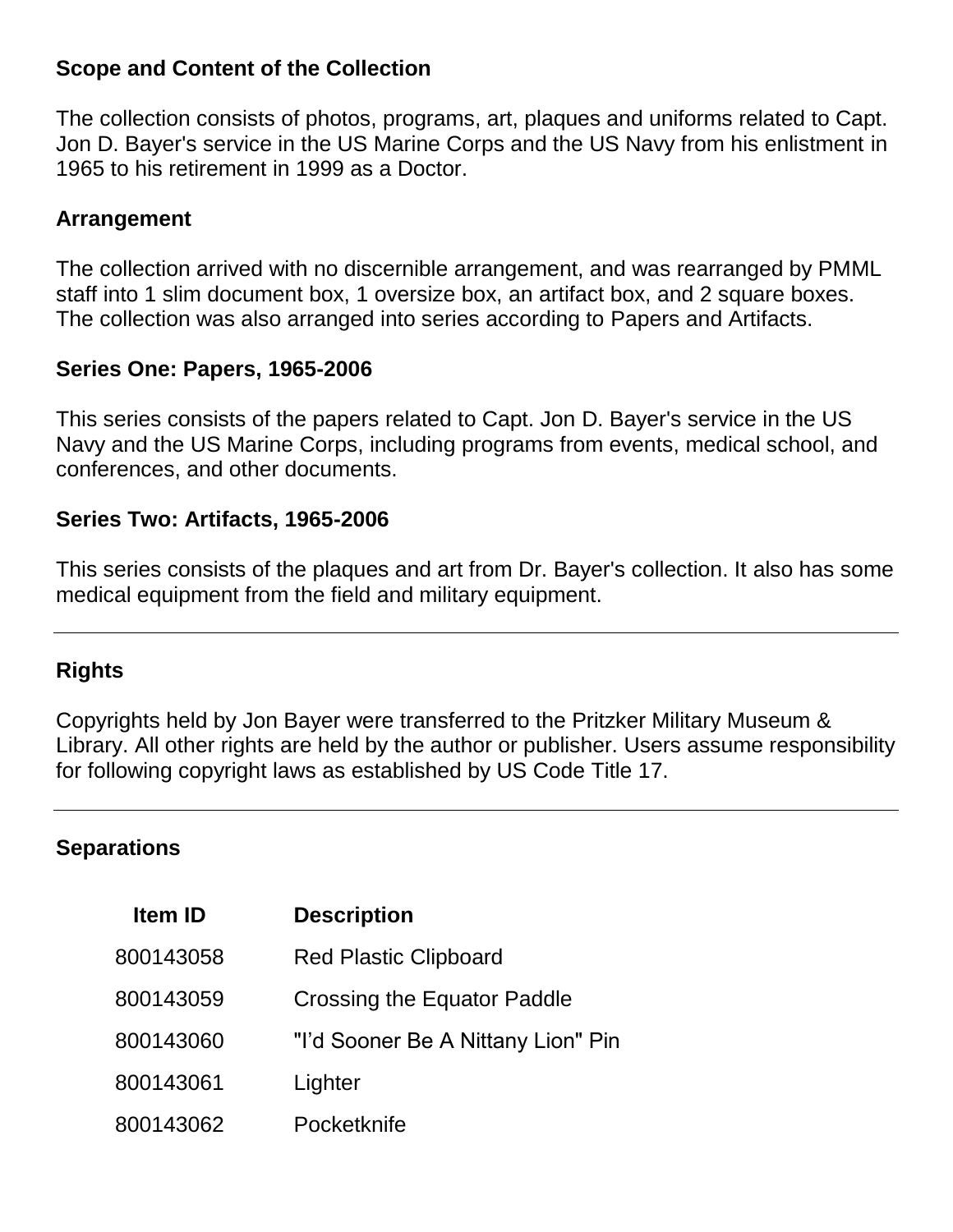## Scope and Content of the Collection

The collection consists of photos, programs, art, plaques and uniforms related to Capt. Jon D. Bayer's service in the US Marine Corps and the US Navy from his enlistment in 1965 to his retirement in 1999 as a Doctor.

## Arrangement

The collection arrived with no discernible arrangement, and was rearranged by PMML staff into 1 slim document box, 1 oversize box, an artifact box, and 2 square boxes. The collection was also arranged into series according to Papers and Artifacts.

### Series One: Papers, 1965-2006

This series consists of the papers related to Capt. Jon D. Bayer's service in the US Navy and the US Marine Corps, including programs from events, medical school, and conferences, and other documents.

### Series Two: Artifacts, 1965-2006

This series consists of the plaques and art from Dr. Bayer's collection. It also has some medical equipment from the field and military equipment.

---

## Rights

Copyrights held by Jon Bayer were transferred to the Pritzker Military Museum & Library. All other rights are held by the author or publisher. Users assume responsibility for following copyright laws as established by US Code Title 17.

---

## Separations

| Item ID | Description |
|---|---|
| 800143058 | Red Plastic Clipboard |
| 800143059 | Crossing the Equator Paddle |
| 800143060 | "I'd Sooner Be A Nittany Lion" Pin |
| 800143061 | Lighter |
| 800143062 | Pocketknife |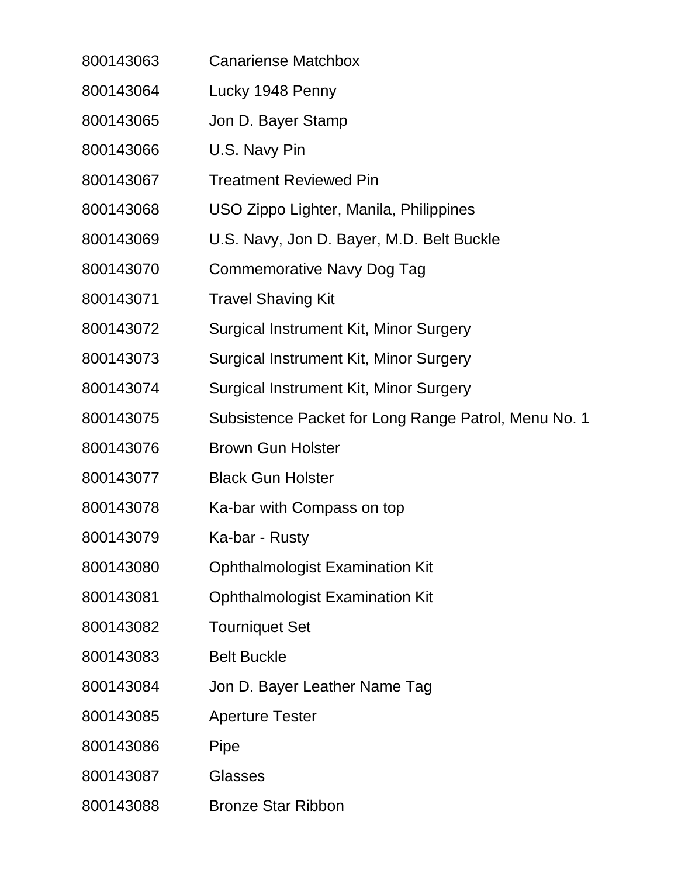| | |
|---|---|
| 800143063 | Canariense Matchbox |
| 800143064 | Lucky 1948 Penny |
| 800143065 | Jon D. Bayer Stamp |
| 800143066 | U.S. Navy Pin |
| 800143067 | Treatment Reviewed Pin |
| 800143068 | USO Zippo Lighter, Manila, Philippines |
| 800143069 | U.S. Navy, Jon D. Bayer, M.D. Belt Buckle |
| 800143070 | Commemorative Navy Dog Tag |
| 800143071 | Travel Shaving Kit |
| 800143072 | Surgical Instrument Kit, Minor Surgery |
| 800143073 | Surgical Instrument Kit, Minor Surgery |
| 800143074 | Surgical Instrument Kit, Minor Surgery |
| 800143075 | Subsistence Packet for Long Range Patrol, Menu No. 1 |
| 800143076 | Brown Gun Holster |
| 800143077 | Black Gun Holster |
| 800143078 | Ka-bar with Compass on top |
| 800143079 | Ka-bar - Rusty |
| 800143080 | Ophthalmologist Examination Kit |
| 800143081 | Ophthalmologist Examination Kit |
| 800143082 | Tourniquet Set |
| 800143083 | Belt Buckle |
| 800143084 | Jon D. Bayer Leather Name Tag |
| 800143085 | Aperture Tester |
| 800143086 | Pipe |
| 800143087 | Glasses |
| 800143088 | Bronze Star Ribbon |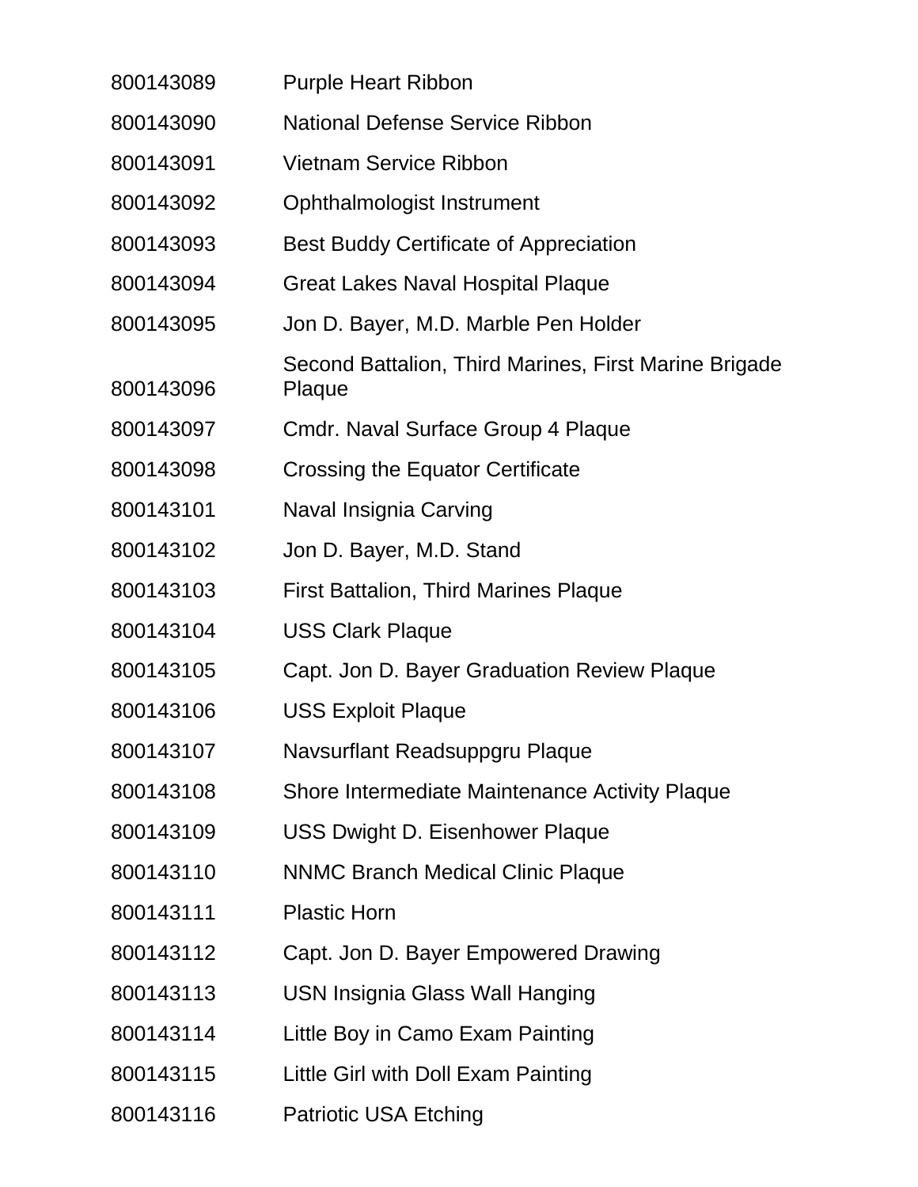| | |
|---|---|
| 800143089 | Purple Heart Ribbon |
| 800143090 | National Defense Service Ribbon |
| 800143091 | Vietnam Service Ribbon |
| 800143092 | Ophthalmologist Instrument |
| 800143093 | Best Buddy Certificate of Appreciation |
| 800143094 | Great Lakes Naval Hospital Plaque |
| 800143095 | Jon D. Bayer, M.D. Marble Pen Holder |
| 800143096 | Second Battalion, Third Marines, First Marine Brigade Plaque |
| 800143097 | Cmdr. Naval Surface Group 4 Plaque |
| 800143098 | Crossing the Equator Certificate |
| 800143101 | Naval Insignia Carving |
| 800143102 | Jon D. Bayer, M.D. Stand |
| 800143103 | First Battalion, Third Marines Plaque |
| 800143104 | USS Clark Plaque |
| 800143105 | Capt. Jon D. Bayer Graduation Review Plaque |
| 800143106 | USS Exploit Plaque |
| 800143107 | Navsurflant Readsuppgru Plaque |
| 800143108 | Shore Intermediate Maintenance Activity Plaque |
| 800143109 | USS Dwight D. Eisenhower Plaque |
| 800143110 | NNMC Branch Medical Clinic Plaque |
| 800143111 | Plastic Horn |
| 800143112 | Capt. Jon D. Bayer Empowered Drawing |
| 800143113 | USN Insignia Glass Wall Hanging |
| 800143114 | Little Boy in Camo Exam Painting |
| 800143115 | Little Girl with Doll Exam Painting |
| 800143116 | Patriotic USA Etching |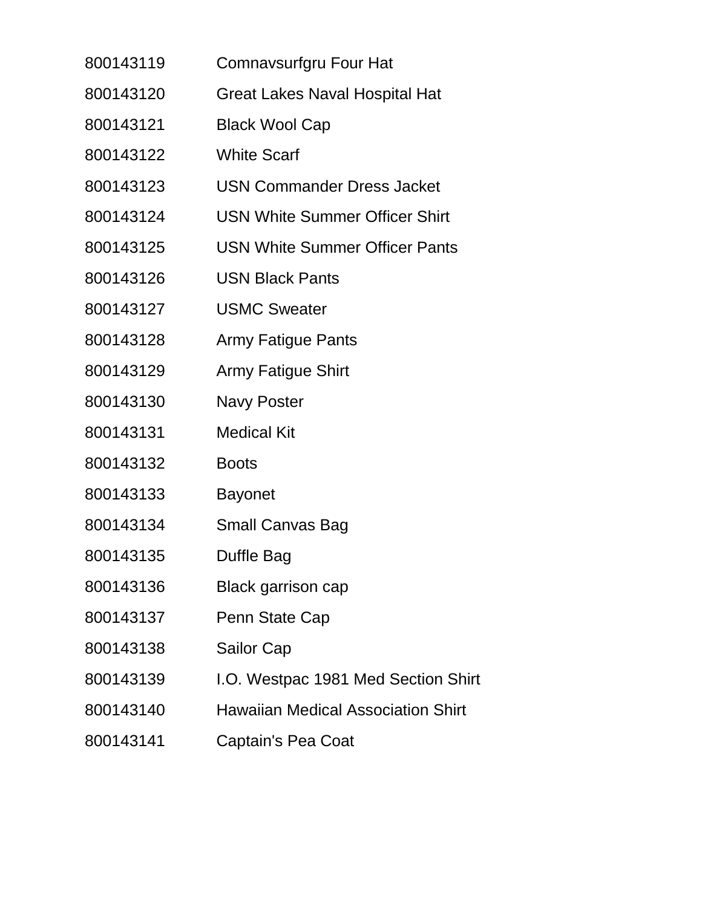| | |
|---|---|
| 800143119 | Comnavsurfgru Four Hat |
| 800143120 | Great Lakes Naval Hospital Hat |
| 800143121 | Black Wool Cap |
| 800143122 | White Scarf |
| 800143123 | USN Commander Dress Jacket |
| 800143124 | USN White Summer Officer Shirt |
| 800143125 | USN White Summer Officer Pants |
| 800143126 | USN Black Pants |
| 800143127 | USMC Sweater |
| 800143128 | Army Fatigue Pants |
| 800143129 | Army Fatigue Shirt |
| 800143130 | Navy Poster |
| 800143131 | Medical Kit |
| 800143132 | Boots |
| 800143133 | Bayonet |
| 800143134 | Small Canvas Bag |
| 800143135 | Duffle Bag |
| 800143136 | Black garrison cap |
| 800143137 | Penn State Cap |
| 800143138 | Sailor Cap |
| 800143139 | I.O. Westpac 1981 Med Section Shirt |
| 800143140 | Hawaiian Medical Association Shirt |
| 800143141 | Captain's Pea Coat |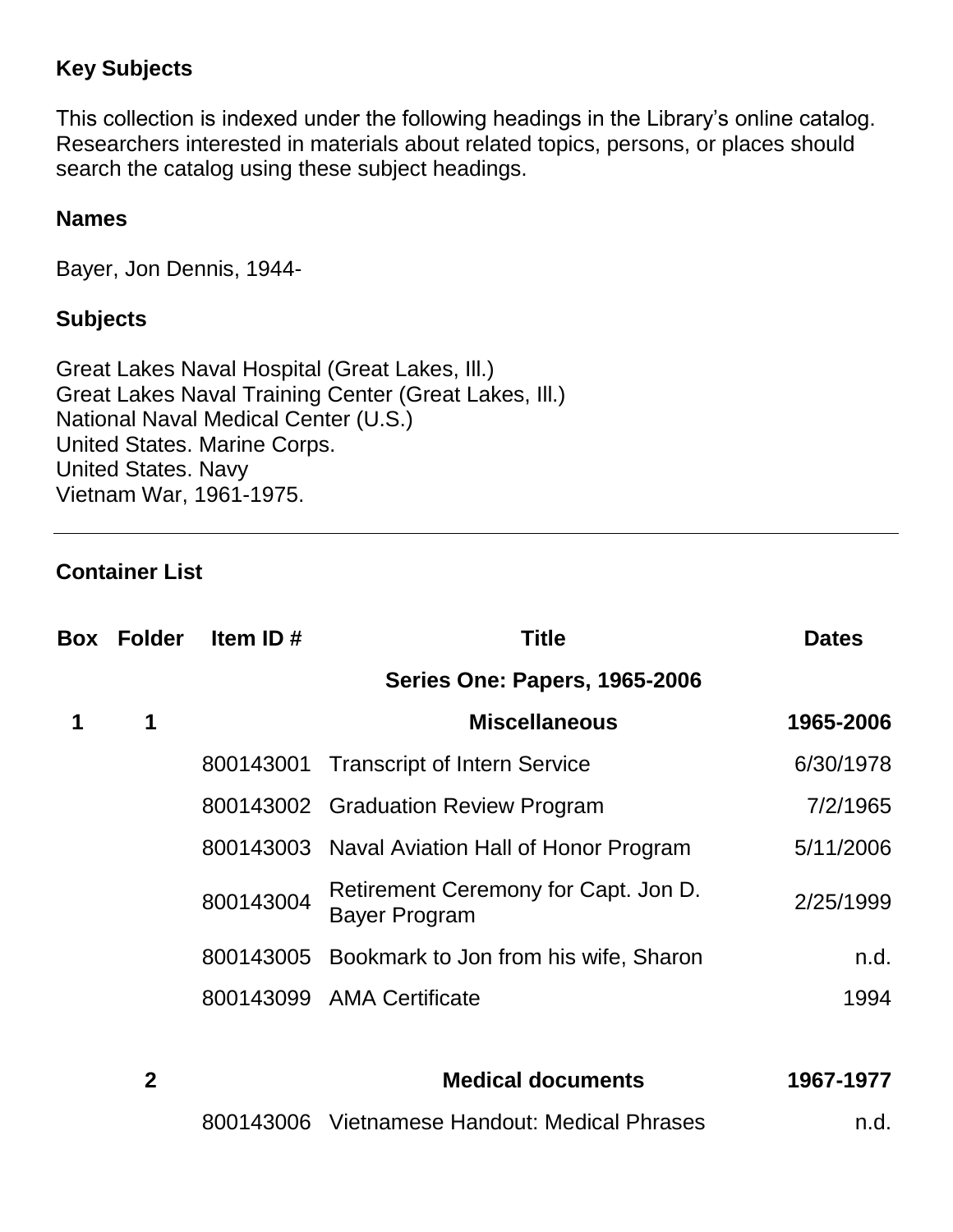### Key Subjects

This collection is indexed under the following headings in the Library's online catalog. Researchers interested in materials about related topics, persons, or places should search the catalog using these subject headings.

### Names

Bayer, Jon Dennis, 1944-

### Subjects

Great Lakes Naval Hospital (Great Lakes, Ill.)
Great Lakes Naval Training Center (Great Lakes, Ill.)
National Naval Medical Center (U.S.)
United States. Marine Corps.
United States. Navy
Vietnam War, 1961-1975.

---

### Container List

| Box | Folder | Item ID # | Title | Dates |
|---|---|---|---|---|
| | | | **Series One: Papers, 1965-2006** | |
| **1** | **1** | | **Miscellaneous** | **1965-2006** |
| | | 800143001 | Transcript of Intern Service | 6/30/1978 |
| | | 800143002 | Graduation Review Program | 7/2/1965 |
| | | 800143003 | Naval Aviation Hall of Honor Program | 5/11/2006 |
| | | 800143004 | Retirement Ceremony for Capt. Jon D. Bayer Program | 2/25/1999 |
| | | 800143005 | Bookmark to Jon from his wife, Sharon | n.d. |
| | | 800143099 | AMA Certificate | 1994 |
| | **2** | | **Medical documents** | **1967-1977** |
| | | 800143006 | Vietnamese Handout: Medical Phrases | n.d. |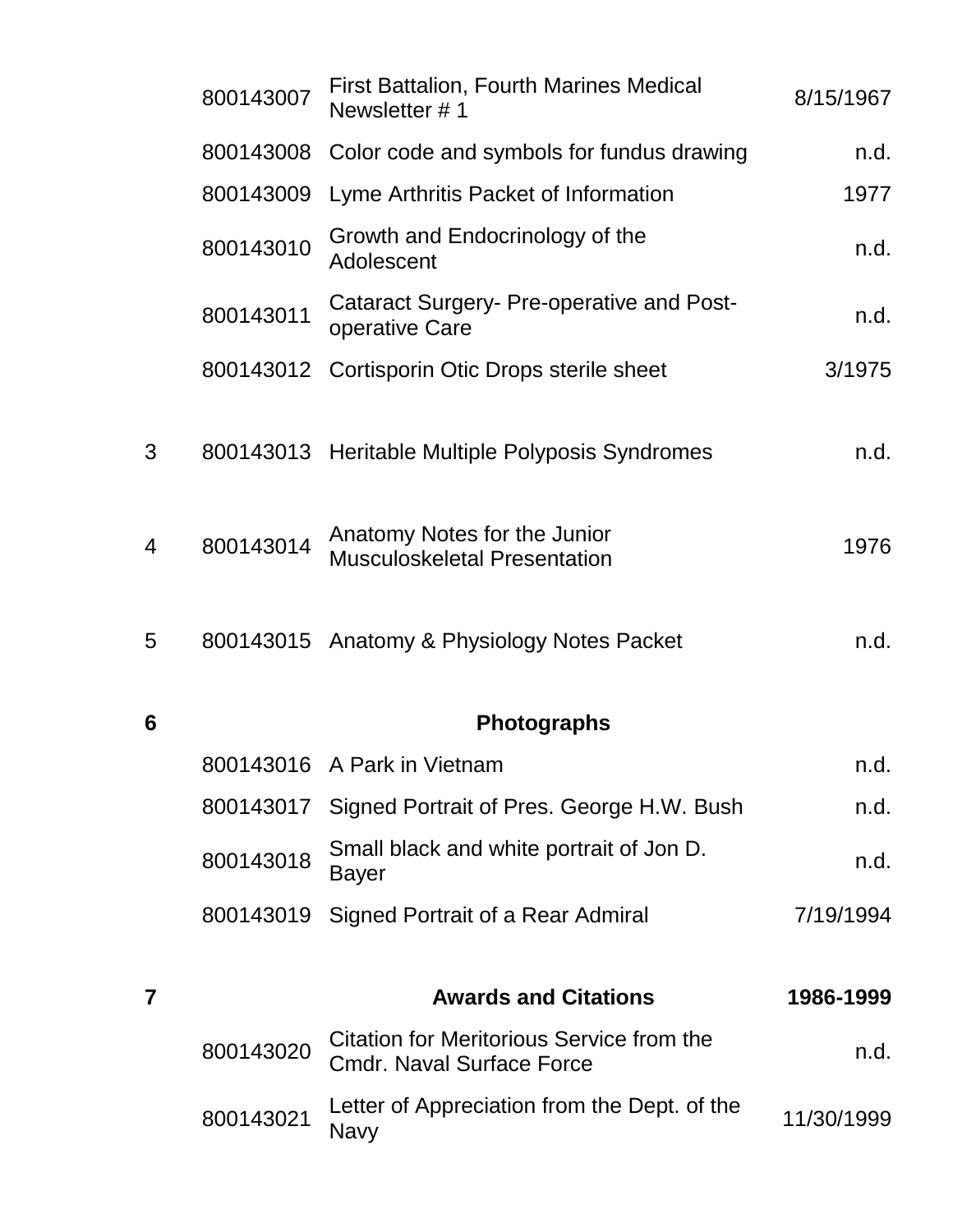| | | | |
|---|---|---|---|
| | 800143007 | First Battalion, Fourth Marines Medical Newsletter # 1 | 8/15/1967 |
| | 800143008 | Color code and symbols for fundus drawing | n.d. |
| | 800143009 | Lyme Arthritis Packet of Information | 1977 |
| | 800143010 | Growth and Endocrinology of the Adolescent | n.d. |
| | 800143011 | Cataract Surgery- Pre-operative and Post-operative Care | n.d. |
| | 800143012 | Cortisporin Otic Drops sterile sheet | 3/1975 |
| 3 | 800143013 | Heritable Multiple Polyposis Syndromes | n.d. |
| 4 | 800143014 | Anatomy Notes for the Junior Musculoskeletal Presentation | 1976 |
| 5 | 800143015 | Anatomy & Physiology Notes Packet | n.d. |
| **6** | | **Photographs** | |
| | 800143016 | A Park in Vietnam | n.d. |
| | 800143017 | Signed Portrait of Pres. George H.W. Bush | n.d. |
| | 800143018 | Small black and white portrait of Jon D. Bayer | n.d. |
| | 800143019 | Signed Portrait of a Rear Admiral | 7/19/1994 |
| **7** | | **Awards and Citations** | **1986-1999** |
| | 800143020 | Citation for Meritorious Service from the Cmdr. Naval Surface Force | n.d. |
| | 800143021 | Letter of Appreciation from the Dept. of the Navy | 11/30/1999 |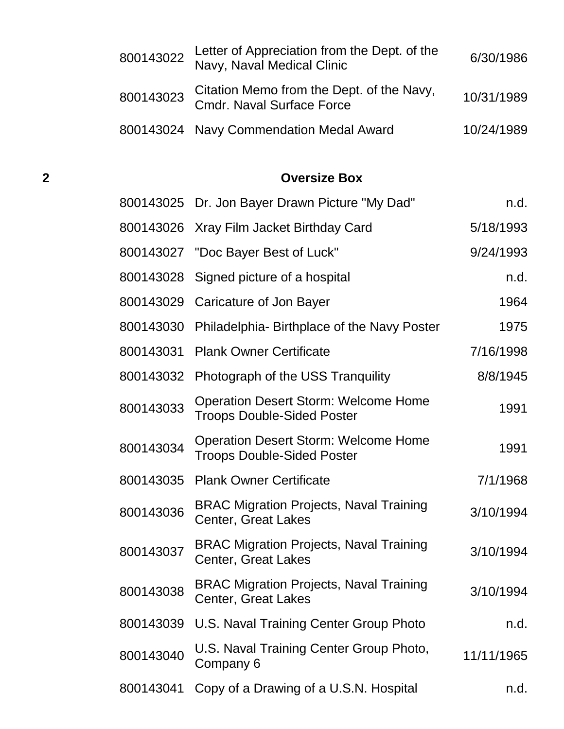| | | | |
|---|---|---|---|
| | 800143022 | Letter of Appreciation from the Dept. of the Navy, Naval Medical Clinic | 6/30/1986 |
| | 800143023 | Citation Memo from the Dept. of the Navy, Cmdr. Naval Surface Force | 10/31/1989 |
| | 800143024 | Navy Commendation Medal Award | 10/24/1989 |
| **2** | | **Oversize Box** | |
| | 800143025 | Dr. Jon Bayer Drawn Picture "My Dad" | n.d. |
| | 800143026 | Xray Film Jacket Birthday Card | 5/18/1993 |
| | 800143027 | "Doc Bayer Best of Luck" | 9/24/1993 |
| | 800143028 | Signed picture of a hospital | n.d. |
| | 800143029 | Caricature of Jon Bayer | 1964 |
| | 800143030 | Philadelphia- Birthplace of the Navy Poster | 1975 |
| | 800143031 | Plank Owner Certificate | 7/16/1998 |
| | 800143032 | Photograph of the USS Tranquility | 8/8/1945 |
| | 800143033 | Operation Desert Storm: Welcome Home Troops Double-Sided Poster | 1991 |
| | 800143034 | Operation Desert Storm: Welcome Home Troops Double-Sided Poster | 1991 |
| | 800143035 | Plank Owner Certificate | 7/1/1968 |
| | 800143036 | BRAC Migration Projects, Naval Training Center, Great Lakes | 3/10/1994 |
| | 800143037 | BRAC Migration Projects, Naval Training Center, Great Lakes | 3/10/1994 |
| | 800143038 | BRAC Migration Projects, Naval Training Center, Great Lakes | 3/10/1994 |
| | 800143039 | U.S. Naval Training Center Group Photo | n.d. |
| | 800143040 | U.S. Naval Training Center Group Photo, Company 6 | 11/11/1965 |
| | 800143041 | Copy of a Drawing of a U.S.N. Hospital | n.d. |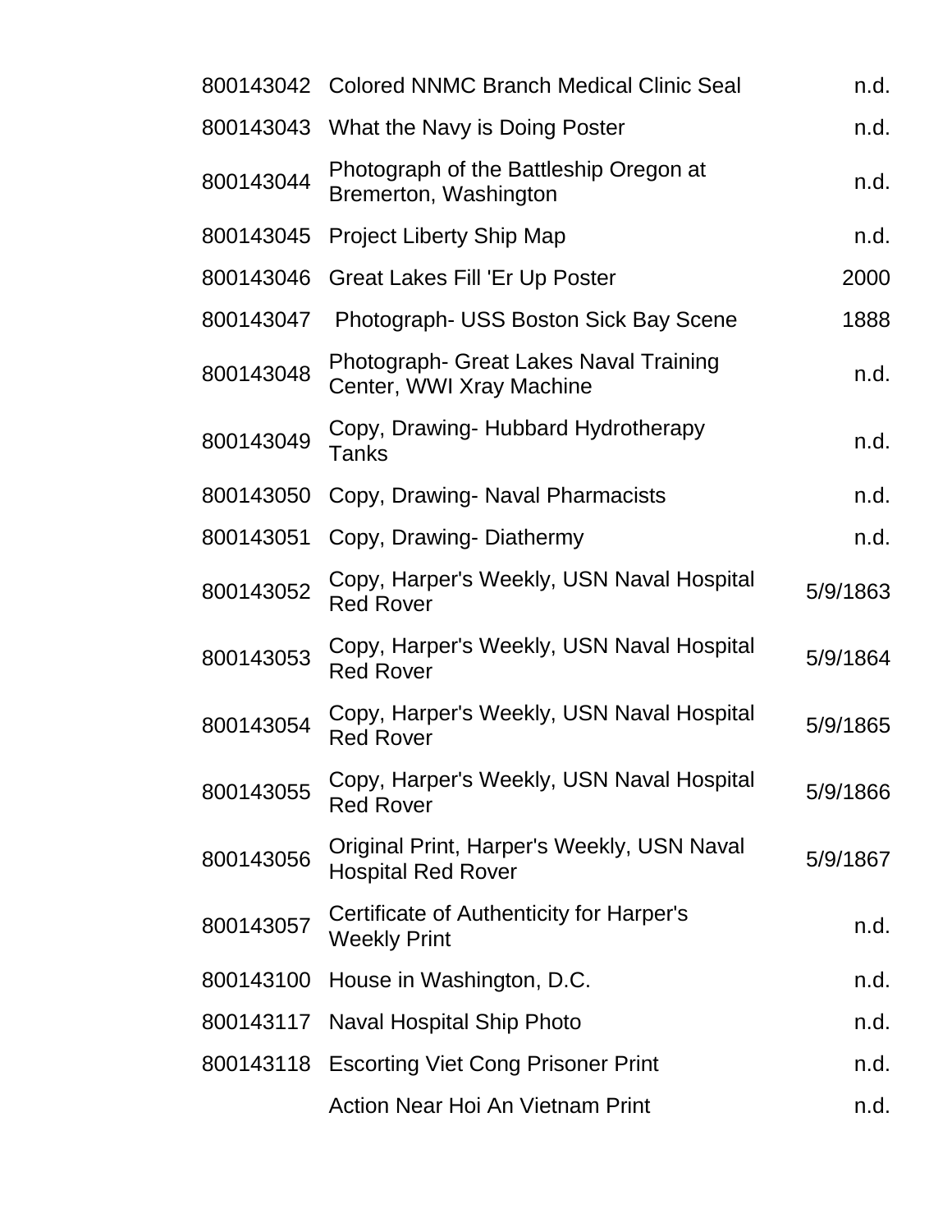| | | |
|---|---|---|
| 800143042 | Colored NNMC Branch Medical Clinic Seal | n.d. |
| 800143043 | What the Navy is Doing Poster | n.d. |
| 800143044 | Photograph of the Battleship Oregon at Bremerton, Washington | n.d. |
| 800143045 | Project Liberty Ship Map | n.d. |
| 800143046 | Great Lakes Fill 'Er Up Poster | 2000 |
| 800143047 | Photograph- USS Boston Sick Bay Scene | 1888 |
| 800143048 | Photograph- Great Lakes Naval Training Center, WWI Xray Machine | n.d. |
| 800143049 | Copy, Drawing- Hubbard Hydrotherapy Tanks | n.d. |
| 800143050 | Copy, Drawing- Naval Pharmacists | n.d. |
| 800143051 | Copy, Drawing- Diathermy | n.d. |
| 800143052 | Copy, Harper's Weekly, USN Naval Hospital Red Rover | 5/9/1863 |
| 800143053 | Copy, Harper's Weekly, USN Naval Hospital Red Rover | 5/9/1864 |
| 800143054 | Copy, Harper's Weekly, USN Naval Hospital Red Rover | 5/9/1865 |
| 800143055 | Copy, Harper's Weekly, USN Naval Hospital Red Rover | 5/9/1866 |
| 800143056 | Original Print, Harper's Weekly, USN Naval Hospital Red Rover | 5/9/1867 |
| 800143057 | Certificate of Authenticity for Harper's Weekly Print | n.d. |
| 800143100 | House in Washington, D.C. | n.d. |
| 800143117 | Naval Hospital Ship Photo | n.d. |
| 800143118 | Escorting Viet Cong Prisoner Print | n.d. |
| | Action Near Hoi An Vietnam Print | n.d. |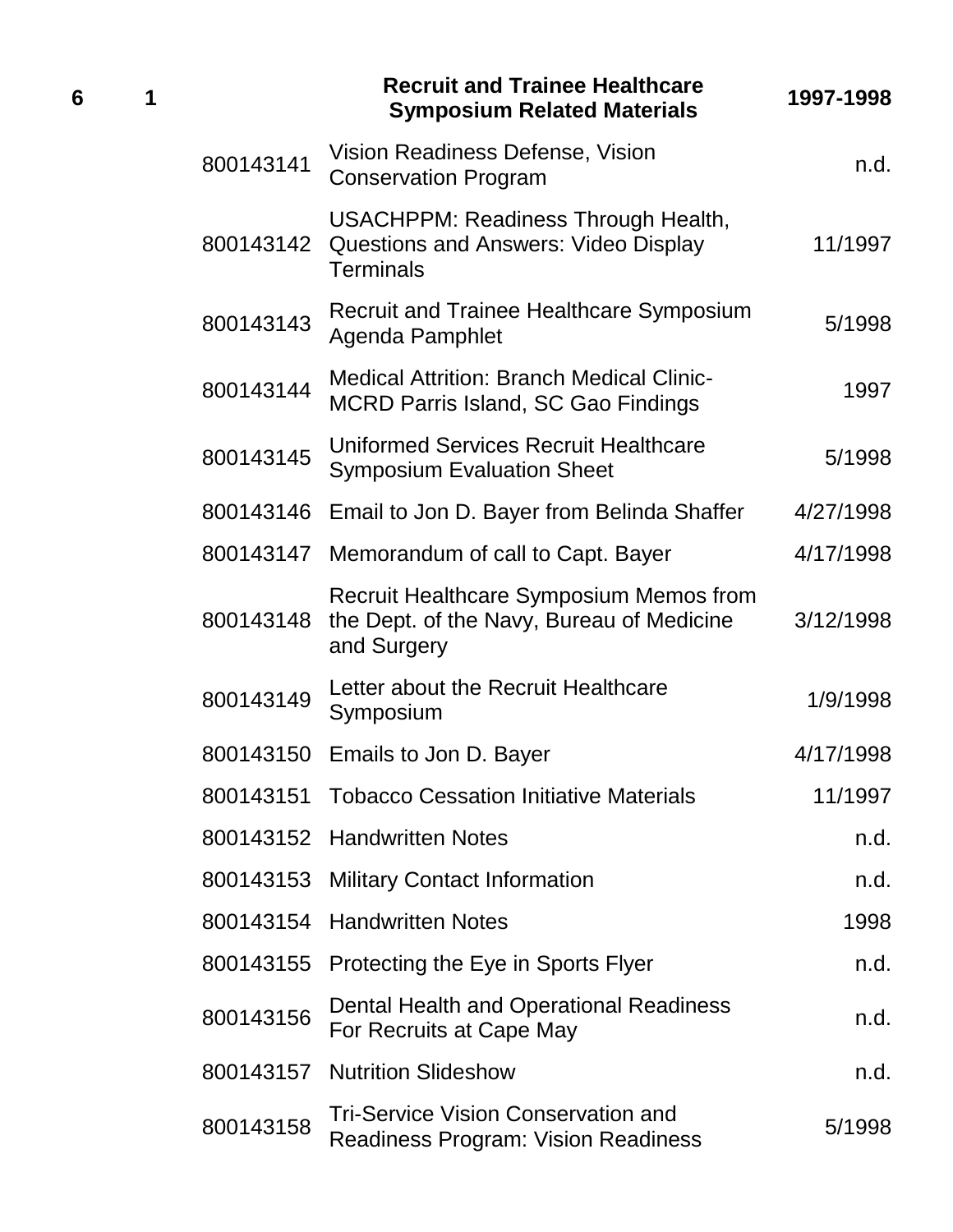| | | | | |
|---|---|---|---|---|
| **6** | **1** | | **Recruit and Trainee Healthcare Symposium Related Materials** | **1997-1998** |
| | | 800143141 | Vision Readiness Defense, Vision Conservation Program | n.d. |
| | | 800143142 | USACHPPM: Readiness Through Health, Questions and Answers: Video Display Terminals | 11/1997 |
| | | 800143143 | Recruit and Trainee Healthcare Symposium Agenda Pamphlet | 5/1998 |
| | | 800143144 | Medical Attrition: Branch Medical Clinic-MCRD Parris Island, SC Gao Findings | 1997 |
| | | 800143145 | Uniformed Services Recruit Healthcare Symposium Evaluation Sheet | 5/1998 |
| | | 800143146 | Email to Jon D. Bayer from Belinda Shaffer | 4/27/1998 |
| | | 800143147 | Memorandum of call to Capt. Bayer | 4/17/1998 |
| | | 800143148 | Recruit Healthcare Symposium Memos from the Dept. of the Navy, Bureau of Medicine and Surgery | 3/12/1998 |
| | | 800143149 | Letter about the Recruit Healthcare Symposium | 1/9/1998 |
| | | 800143150 | Emails to Jon D. Bayer | 4/17/1998 |
| | | 800143151 | Tobacco Cessation Initiative Materials | 11/1997 |
| | | 800143152 | Handwritten Notes | n.d. |
| | | 800143153 | Military Contact Information | n.d. |
| | | 800143154 | Handwritten Notes | 1998 |
| | | 800143155 | Protecting the Eye in Sports Flyer | n.d. |
| | | 800143156 | Dental Health and Operational Readiness For Recruits at Cape May | n.d. |
| | | 800143157 | Nutrition Slideshow | n.d. |
| | | 800143158 | Tri-Service Vision Conservation and Readiness Program: Vision Readiness | 5/1998 |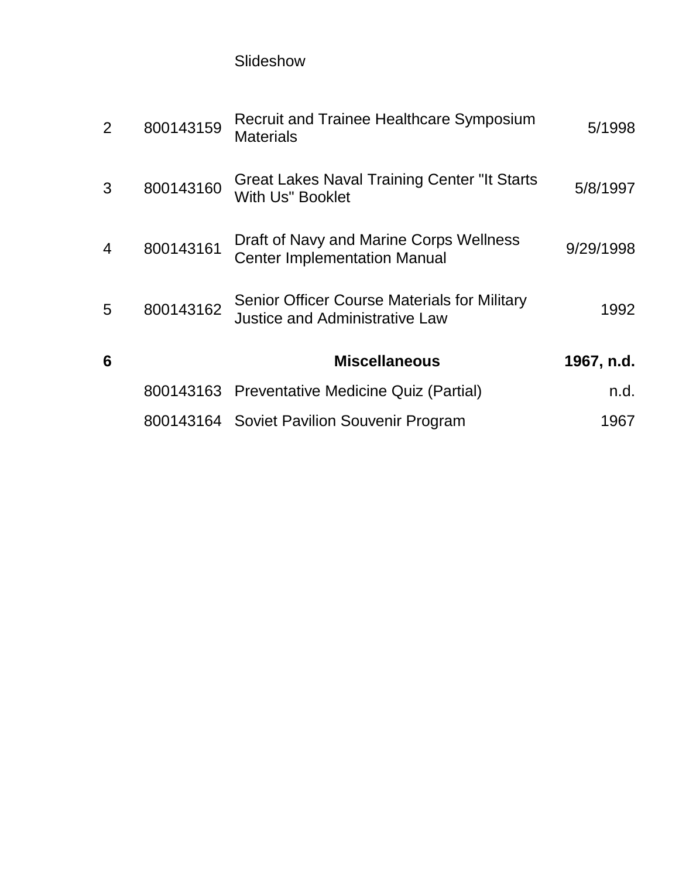| | | | |
|---|---|---|---|
| | | Slideshow | |
| 2 | 800143159 | Recruit and Trainee Healthcare Symposium Materials | 5/1998 |
| 3 | 800143160 | Great Lakes Naval Training Center "It Starts With Us" Booklet | 5/8/1997 |
| 4 | 800143161 | Draft of Navy and Marine Corps Wellness Center Implementation Manual | 9/29/1998 |
| 5 | 800143162 | Senior Officer Course Materials for Military Justice and Administrative Law | 1992 |
| **6** | | **Miscellaneous** | **1967, n.d.** |
| | 800143163 | Preventative Medicine Quiz (Partial) | n.d. |
| | 800143164 | Soviet Pavilion Souvenir Program | 1967 |